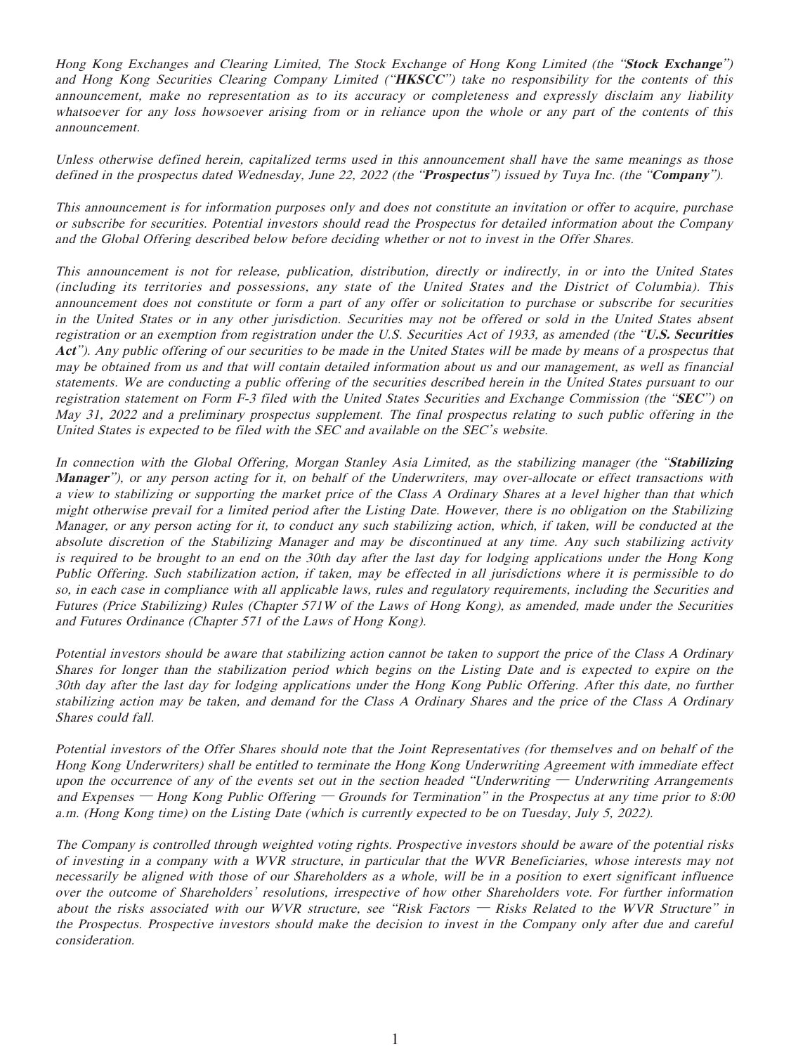*Hong Kong Exchanges and Clearing Limited, The Stock Exchange of Hong Kong Limited (the "**Stock Exchange**") and Hong Kong Securities Clearing Company Limited ("**HKSCC**") take no responsibility for the contents of this announcement, make no representation as to its accuracy or completeness and expressly disclaim any liability whatsoever for any loss howsoever arising from or in reliance upon the whole or any part of the contents of this announcement.*

*Unless otherwise defined herein, capitalized terms used in this announcement shall have the same meanings as those defined in the prospectus dated Wednesday, June 22, 2022 (the "**Prospectus**") issued by Tuya Inc. (the "**Company**").*

*This announcement is for information purposes only and does not constitute an invitation or offer to acquire, purchase or subscribe for securities. Potential investors should read the Prospectus for detailed information about the Company and the Global Offering described below before deciding whether or not to invest in the Offer Shares.*

*This announcement is not for release, publication, distribution, directly or indirectly, in or into the United States (including its territories and possessions, any state of the United States and the District of Columbia). This announcement does not constitute or form a part of any offer or solicitation to purchase or subscribe for securities in the United States or in any other jurisdiction. Securities may not be offered or sold in the United States absent registration or an exemption from registration under the U.S. Securities Act of 1933, as amended (the "**U.S. Securities Act**"). Any public offering of our securities to be made in the United States will be made by means of a prospectus that may be obtained from us and that will contain detailed information about us and our management, as well as financial statements. We are conducting a public offering of the securities described herein in the United States pursuant to our registration statement on Form F-3 filed with the United States Securities and Exchange Commission (the "**SEC**") on May 31, 2022 and a preliminary prospectus supplement. The final prospectus relating to such public offering in the United States is expected to be filed with the SEC and available on the SEC's website.*

*In connection with the Global Offering, Morgan Stanley Asia Limited, as the stabilizing manager (the "**Stabilizing Manager**"), or any person acting for it, on behalf of the Underwriters, may over-allocate or effect transactions with a view to stabilizing or supporting the market price of the Class A Ordinary Shares at a level higher than that which might otherwise prevail for a limited period after the Listing Date. However, there is no obligation on the Stabilizing Manager, or any person acting for it, to conduct any such stabilizing action, which, if taken, will be conducted at the absolute discretion of the Stabilizing Manager and may be discontinued at any time. Any such stabilizing activity is required to be brought to an end on the 30th day after the last day for lodging applications under the Hong Kong Public Offering. Such stabilization action, if taken, may be effected in all jurisdictions where it is permissible to do so, in each case in compliance with all applicable laws, rules and regulatory requirements, including the Securities and Futures (Price Stabilizing) Rules (Chapter 571W of the Laws of Hong Kong), as amended, made under the Securities and Futures Ordinance (Chapter 571 of the Laws of Hong Kong).*

*Potential investors should be aware that stabilizing action cannot be taken to support the price of the Class A Ordinary Shares for longer than the stabilization period which begins on the Listing Date and is expected to expire on the 30th day after the last day for lodging applications under the Hong Kong Public Offering. After this date, no further stabilizing action may be taken, and demand for the Class A Ordinary Shares and the price of the Class A Ordinary Shares could fall.*

*Potential investors of the Offer Shares should note that the Joint Representatives (for themselves and on behalf of the Hong Kong Underwriters) shall be entitled to terminate the Hong Kong Underwriting Agreement with immediate effect upon the occurrence of any of the events set out in the section headed "Underwriting — Underwriting Arrangements and Expenses — Hong Kong Public Offering — Grounds for Termination" in the Prospectus at any time prior to 8:00 a.m. (Hong Kong time) on the Listing Date (which is currently expected to be on Tuesday, July 5, 2022).*

*The Company is controlled through weighted voting rights. Prospective investors should be aware of the potential risks of investing in a company with a WVR structure, in particular that the WVR Beneficiaries, whose interests may not necessarily be aligned with those of our Shareholders as a whole, will be in a position to exert significant influence over the outcome of Shareholders' resolutions, irrespective of how other Shareholders vote. For further information about the risks associated with our WVR structure, see "Risk Factors — Risks Related to the WVR Structure" in the Prospectus. Prospective investors should make the decision to invest in the Company only after due and careful consideration.*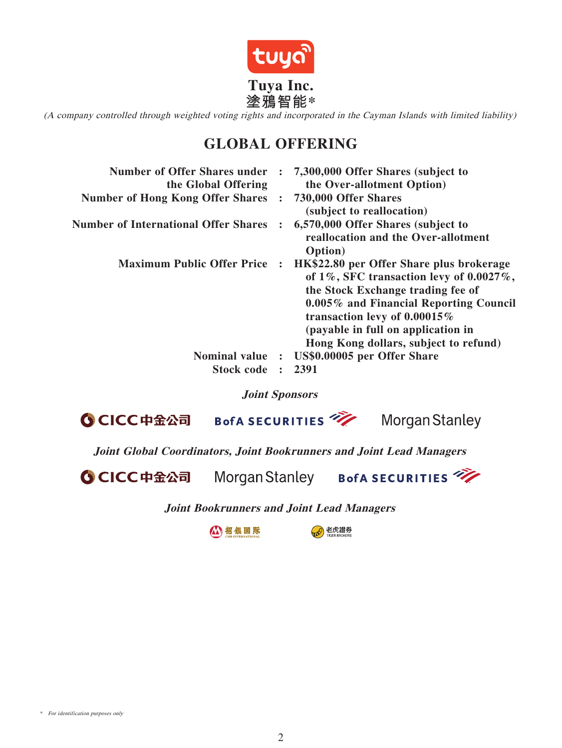# Tuya Inc.

**塗鴉智能***

*(A company controlled through weighted voting rights and incorporated in the Cayman Islands with limited liability)*

## GLOBAL OFFERING

| | | |
|---|---|---|
| **Number of Offer Shares under the Global Offering** | **:** | **7,300,000 Offer Shares (subject to the Over-allotment Option)** |
| **Number of Hong Kong Offer Shares** | **:** | **730,000 Offer Shares (subject to reallocation)** |
| **Number of International Offer Shares** | **:** | **6,570,000 Offer Shares (subject to reallocation and the Over-allotment Option)** |
| **Maximum Public Offer Price** | **:** | **HK$22.80 per Offer Share plus brokerage of 1%, SFC transaction levy of 0.0027%, the Stock Exchange trading fee of 0.005% and Financial Reporting Council transaction levy of 0.00015% (payable in full on application in Hong Kong dollars, subject to refund)** |
| **Nominal value** | **:** | **US$0.00005 per Offer Share** |
| **Stock code** | **:** | **2391** |

***Joint Sponsors***

CICC中金公司 BofA SECURITIES Morgan Stanley

***Joint Global Coordinators, Joint Bookrunners and Joint Lead Managers***

CICC中金公司 Morgan Stanley BofA SECURITIES

***Joint Bookrunners and Joint Lead Managers***

招银国际 CMB INTERNATIONAL 老虎證券 TIGER BROKERS

\* *For identification purposes only*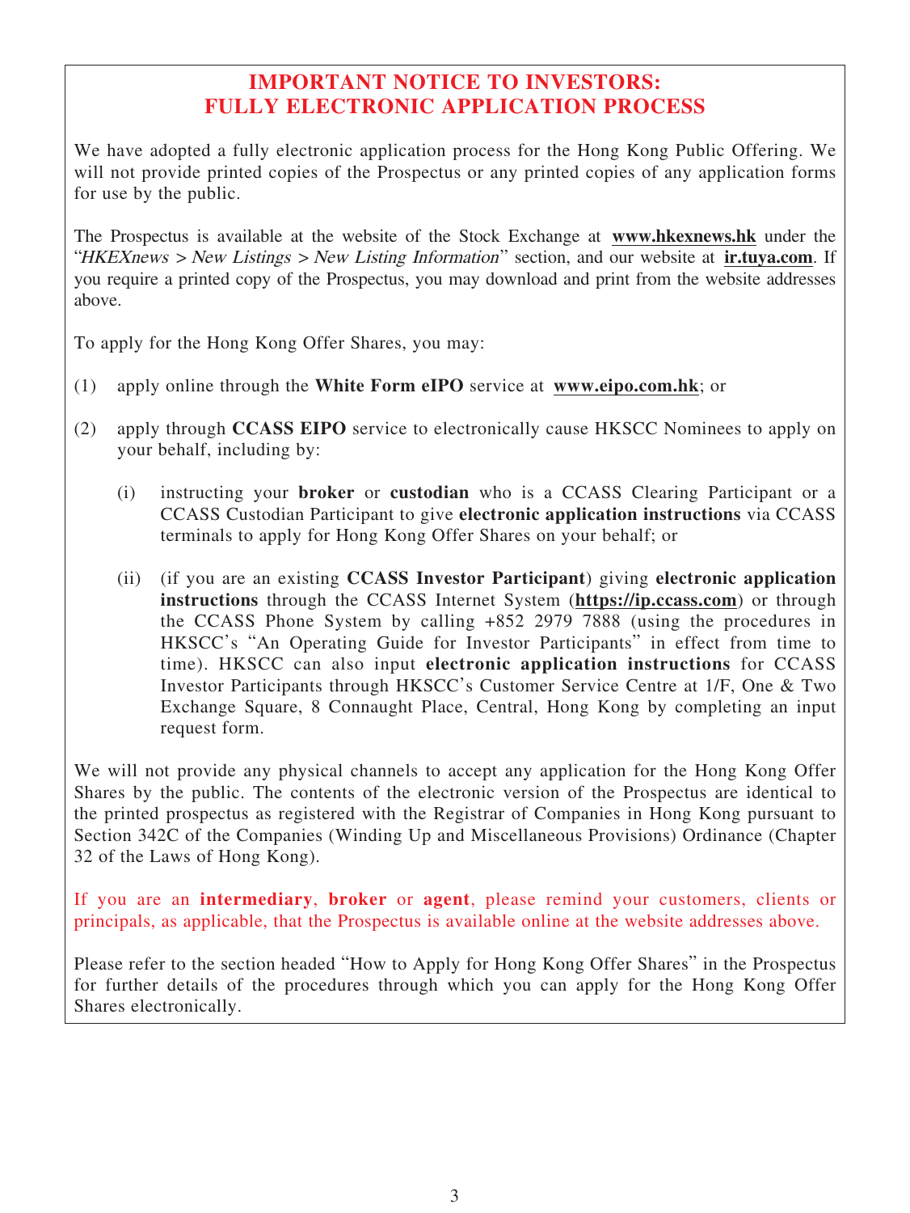# IMPORTANT NOTICE TO INVESTORS: FULLY ELECTRONIC APPLICATION PROCESS

We have adopted a fully electronic application process for the Hong Kong Public Offering. We will not provide printed copies of the Prospectus or any printed copies of any application forms for use by the public.

The Prospectus is available at the website of the Stock Exchange at **www.hkexnews.hk** under the "*HKEXnews > New Listings > New Listing Information*" section, and our website at **ir.tuya.com**. If you require a printed copy of the Prospectus, you may download and print from the website addresses above.

To apply for the Hong Kong Offer Shares, you may:

(1) apply online through the **White Form eIPO** service at **www.eipo.com.hk**; or

(2) apply through **CCASS EIPO** service to electronically cause HKSCC Nominees to apply on your behalf, including by:

   (i) instructing your **broker** or **custodian** who is a CCASS Clearing Participant or a CCASS Custodian Participant to give **electronic application instructions** via CCASS terminals to apply for Hong Kong Offer Shares on your behalf; or

   (ii) (if you are an existing **CCASS Investor Participant**) giving **electronic application instructions** through the CCASS Internet System (**https://ip.ccass.com**) or through the CCASS Phone System by calling +852 2979 7888 (using the procedures in HKSCC's "An Operating Guide for Investor Participants" in effect from time to time). HKSCC can also input **electronic application instructions** for CCASS Investor Participants through HKSCC's Customer Service Centre at 1/F, One & Two Exchange Square, 8 Connaught Place, Central, Hong Kong by completing an input request form.

We will not provide any physical channels to accept any application for the Hong Kong Offer Shares by the public. The contents of the electronic version of the Prospectus are identical to the printed prospectus as registered with the Registrar of Companies in Hong Kong pursuant to Section 342C of the Companies (Winding Up and Miscellaneous Provisions) Ordinance (Chapter 32 of the Laws of Hong Kong).

If you are an **intermediary**, **broker** or **agent**, please remind your customers, clients or principals, as applicable, that the Prospectus is available online at the website addresses above.

Please refer to the section headed "How to Apply for Hong Kong Offer Shares" in the Prospectus for further details of the procedures through which you can apply for the Hong Kong Offer Shares electronically.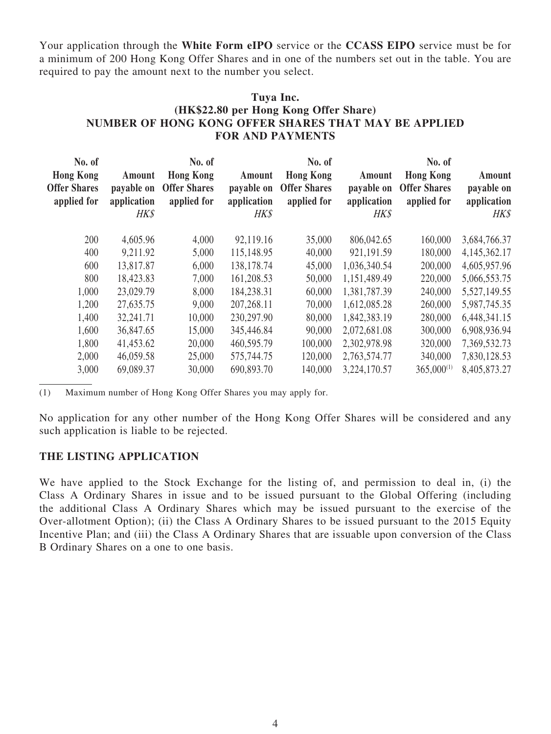Your application through the **White Form eIPO** service or the **CCASS EIPO** service must be for a minimum of 200 Hong Kong Offer Shares and in one of the numbers set out in the table. You are required to pay the amount next to the number you select.

**Tuya Inc.**
**(HK$22.80 per Hong Kong Offer Share)**
**NUMBER OF HONG KONG OFFER SHARES THAT MAY BE APPLIED FOR AND PAYMENTS**

| No. of Hong Kong Offer Shares applied for | Amount payable on application *HK$* | No. of Hong Kong Offer Shares applied for | Amount payable on application *HK$* | No. of Hong Kong Offer Shares applied for | Amount payable on application *HK$* | No. of Hong Kong Offer Shares applied for | Amount payable on application *HK$* |
|---|---|---|---|---|---|---|---|
| 200 | 4,605.96 | 4,000 | 92,119.16 | 35,000 | 806,042.65 | 160,000 | 3,684,766.37 |
| 400 | 9,211.92 | 5,000 | 115,148.95 | 40,000 | 921,191.59 | 180,000 | 4,145,362.17 |
| 600 | 13,817.87 | 6,000 | 138,178.74 | 45,000 | 1,036,340.54 | 200,000 | 4,605,957.96 |
| 800 | 18,423.83 | 7,000 | 161,208.53 | 50,000 | 1,151,489.49 | 220,000 | 5,066,553.75 |
| 1,000 | 23,029.79 | 8,000 | 184,238.31 | 60,000 | 1,381,787.39 | 240,000 | 5,527,149.55 |
| 1,200 | 27,635.75 | 9,000 | 207,268.11 | 70,000 | 1,612,085.28 | 260,000 | 5,987,745.35 |
| 1,400 | 32,241.71 | 10,000 | 230,297.90 | 80,000 | 1,842,383.19 | 280,000 | 6,448,341.15 |
| 1,600 | 36,847.65 | 15,000 | 345,446.84 | 90,000 | 2,072,681.08 | 300,000 | 6,908,936.94 |
| 1,800 | 41,453.62 | 20,000 | 460,595.79 | 100,000 | 2,302,978.98 | 320,000 | 7,369,532.73 |
| 2,000 | 46,059.58 | 25,000 | 575,744.75 | 120,000 | 2,763,574.77 | 340,000 | 7,830,128.53 |
| 3,000 | 69,089.37 | 30,000 | 690,893.70 | 140,000 | 3,224,170.57 | 365,000[(1)] | 8,405,873.27 |

(1) Maximum number of Hong Kong Offer Shares you may apply for.

No application for any other number of the Hong Kong Offer Shares will be considered and any such application is liable to be rejected.

## THE LISTING APPLICATION

We have applied to the Stock Exchange for the listing of, and permission to deal in, (i) the Class A Ordinary Shares in issue and to be issued pursuant to the Global Offering (including the additional Class A Ordinary Shares which may be issued pursuant to the exercise of the Over-allotment Option); (ii) the Class A Ordinary Shares to be issued pursuant to the 2015 Equity Incentive Plan; and (iii) the Class A Ordinary Shares that are issuable upon conversion of the Class B Ordinary Shares on a one to one basis.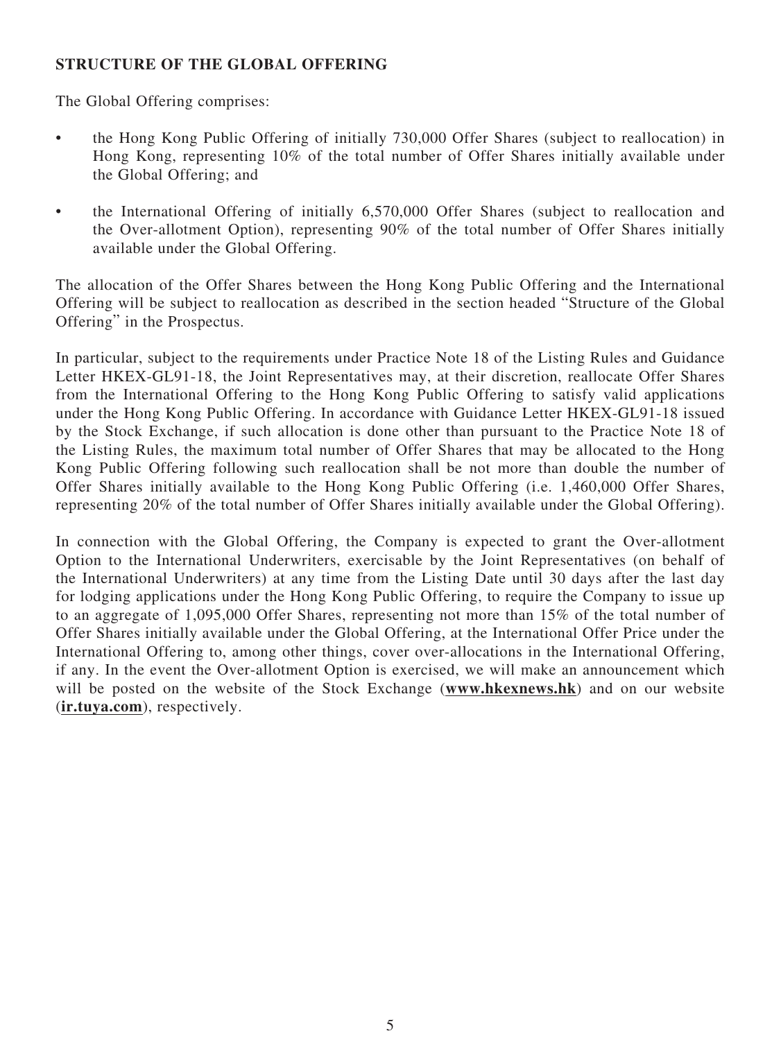**STRUCTURE OF THE GLOBAL OFFERING**

The Global Offering comprises:

- the Hong Kong Public Offering of initially 730,000 Offer Shares (subject to reallocation) in Hong Kong, representing 10% of the total number of Offer Shares initially available under the Global Offering; and
- the International Offering of initially 6,570,000 Offer Shares (subject to reallocation and the Over-allotment Option), representing 90% of the total number of Offer Shares initially available under the Global Offering.

The allocation of the Offer Shares between the Hong Kong Public Offering and the International Offering will be subject to reallocation as described in the section headed "Structure of the Global Offering" in the Prospectus.

In particular, subject to the requirements under Practice Note 18 of the Listing Rules and Guidance Letter HKEX-GL91-18, the Joint Representatives may, at their discretion, reallocate Offer Shares from the International Offering to the Hong Kong Public Offering to satisfy valid applications under the Hong Kong Public Offering. In accordance with Guidance Letter HKEX-GL91-18 issued by the Stock Exchange, if such allocation is done other than pursuant to the Practice Note 18 of the Listing Rules, the maximum total number of Offer Shares that may be allocated to the Hong Kong Public Offering following such reallocation shall be not more than double the number of Offer Shares initially available to the Hong Kong Public Offering (i.e. 1,460,000 Offer Shares, representing 20% of the total number of Offer Shares initially available under the Global Offering).

In connection with the Global Offering, the Company is expected to grant the Over-allotment Option to the International Underwriters, exercisable by the Joint Representatives (on behalf of the International Underwriters) at any time from the Listing Date until 30 days after the last day for lodging applications under the Hong Kong Public Offering, to require the Company to issue up to an aggregate of 1,095,000 Offer Shares, representing not more than 15% of the total number of Offer Shares initially available under the Global Offering, at the International Offer Price under the International Offering to, among other things, cover over-allocations in the International Offering, if any. In the event the Over-allotment Option is exercised, we will make an announcement which will be posted on the website of the Stock Exchange (**www.hkexnews.hk**) and on our website (**ir.tuya.com**), respectively.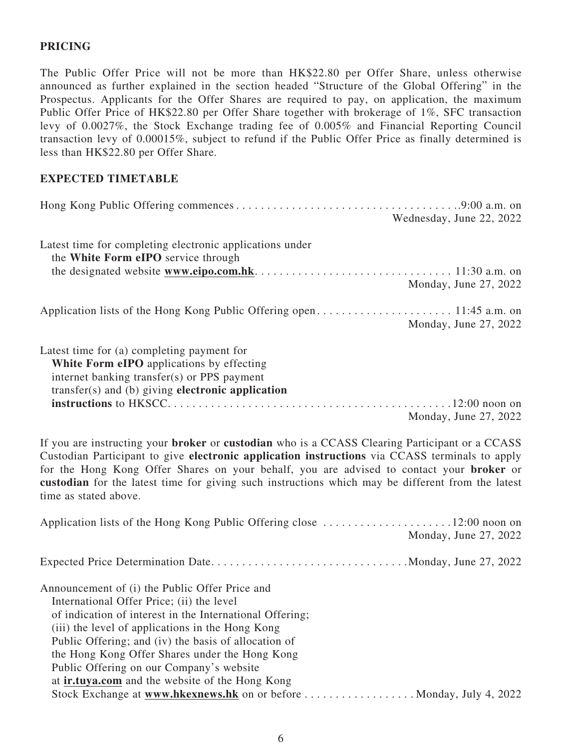## PRICING

The Public Offer Price will not be more than HK$22.80 per Offer Share, unless otherwise announced as further explained in the section headed "Structure of the Global Offering" in the Prospectus. Applicants for the Offer Shares are required to pay, on application, the maximum Public Offer Price of HK$22.80 per Offer Share together with brokerage of 1%, SFC transaction levy of 0.0027%, the Stock Exchange trading fee of 0.005% and Financial Reporting Council transaction levy of 0.00015%, subject to refund if the Public Offer Price as finally determined is less than HK$22.80 per Offer Share.

## EXPECTED TIMETABLE

| | |
|---|---|
| Hong Kong Public Offering commences | 9:00 a.m. on Wednesday, June 22, 2022 |
| Latest time for completing electronic applications under the **White Form eIPO** service through the designated website **www.eipo.com.hk** | 11:30 a.m. on Monday, June 27, 2022 |
| Application lists of the Hong Kong Public Offering open | 11:45 a.m. on Monday, June 27, 2022 |
| Latest time for (a) completing payment for **White Form eIPO** applications by effecting internet banking transfer(s) or PPS payment transfer(s) and (b) giving **electronic application instructions** to HKSCC | 12:00 noon on Monday, June 27, 2022 |

If you are instructing your **broker** or **custodian** who is a CCASS Clearing Participant or a CCASS Custodian Participant to give **electronic application instructions** via CCASS terminals to apply for the Hong Kong Offer Shares on your behalf, you are advised to contact your **broker** or **custodian** for the latest time for giving such instructions which may be different from the latest time as stated above.

| | |
|---|---|
| Application lists of the Hong Kong Public Offering close | 12:00 noon on Monday, June 27, 2022 |
| Expected Price Determination Date | Monday, June 27, 2022 |
| Announcement of (i) the Public Offer Price and International Offer Price; (ii) the level of indication of interest in the International Offering; (iii) the level of applications in the Hong Kong Public Offering; and (iv) the basis of allocation of the Hong Kong Offer Shares under the Hong Kong Public Offering on our Company's website at **ir.tuya.com** and the website of the Hong Kong Stock Exchange at **www.hkexnews.hk** on or before | Monday, July 4, 2022 |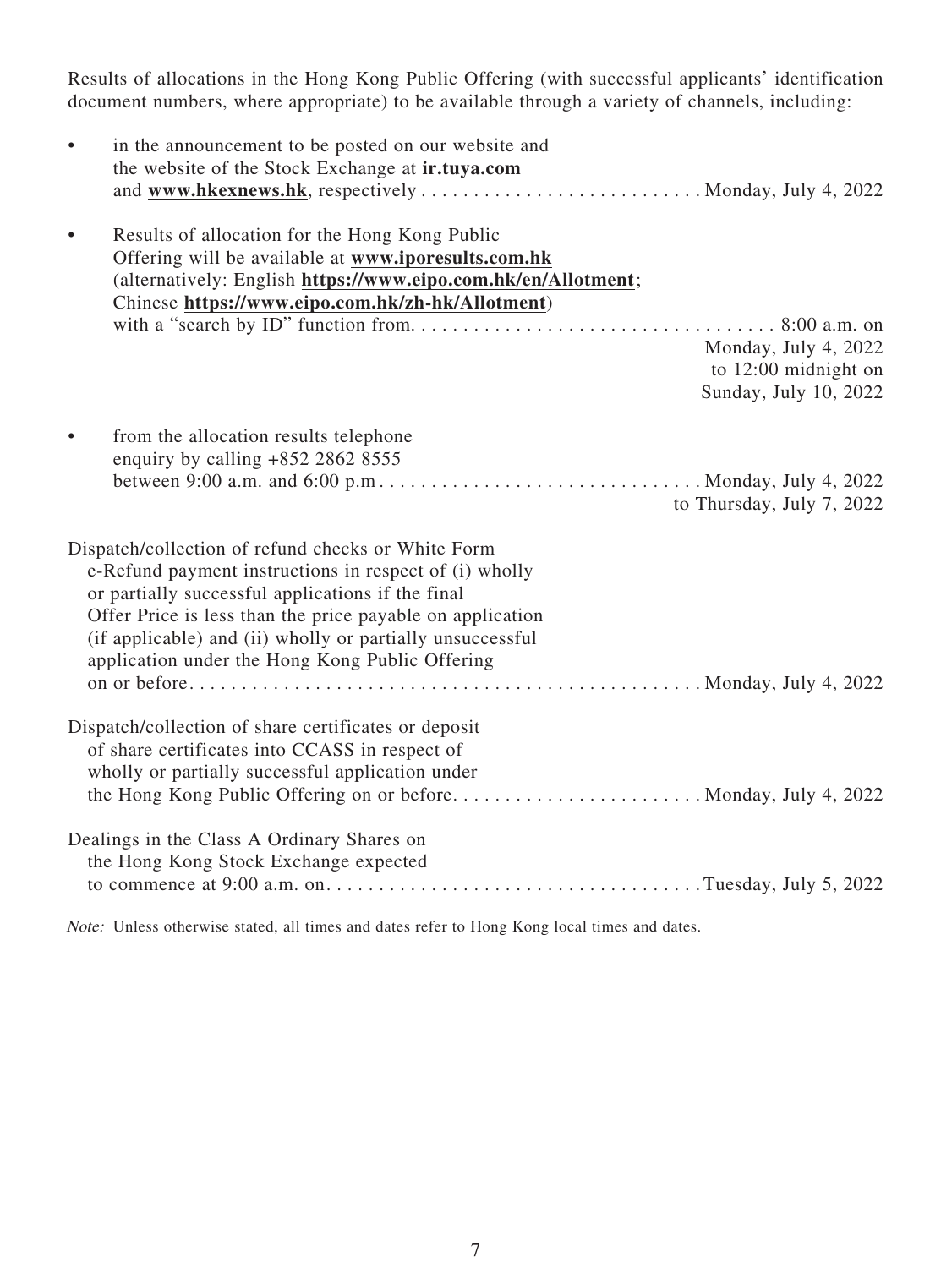Results of allocations in the Hong Kong Public Offering (with successful applicants' identification document numbers, where appropriate) to be available through a variety of channels, including:

- in the announcement to be posted on our website and the website of the Stock Exchange at **ir.tuya.com** and **www.hkexnews.hk**, respectively . . . . . . . . . . . . . . . . . . . . . . . . . . Monday, July 4, 2022

- Results of allocation for the Hong Kong Public Offering will be available at **www.iporesults.com.hk** (alternatively: English **https://www.eipo.com.hk/en/Allotment**; Chinese **https://www.eipo.com.hk/zh-hk/Allotment**) with a "search by ID" function from. . . . . . . . . . . . . . . . . . . . . . . . . . . . . . . . . . . 8:00 a.m. on Monday, July 4, 2022 to 12:00 midnight on Sunday, July 10, 2022

- from the allocation results telephone enquiry by calling +852 2862 8555 between 9:00 a.m. and 6:00 p.m . . . . . . . . . . . . . . . . . . . . . . . . . . . . . . Monday, July 4, 2022 to Thursday, July 7, 2022

Dispatch/collection of refund checks or White Form e-Refund payment instructions in respect of (i) wholly or partially successful applications if the final Offer Price is less than the price payable on application (if applicable) and (ii) wholly or partially unsuccessful application under the Hong Kong Public Offering on or before. . . . . . . . . . . . . . . . . . . . . . . . . . . . . . . . . . . . . . . . . . . . . . . . Monday, July 4, 2022

Dispatch/collection of share certificates or deposit of share certificates into CCASS in respect of wholly or partially successful application under the Hong Kong Public Offering on or before. . . . . . . . . . . . . . . . . . . . . . . Monday, July 4, 2022

Dealings in the Class A Ordinary Shares on the Hong Kong Stock Exchange expected to commence at 9:00 a.m. on. . . . . . . . . . . . . . . . . . . . . . . . . . . . . . . . . . . Tuesday, July 5, 2022

*Note:* Unless otherwise stated, all times and dates refer to Hong Kong local times and dates.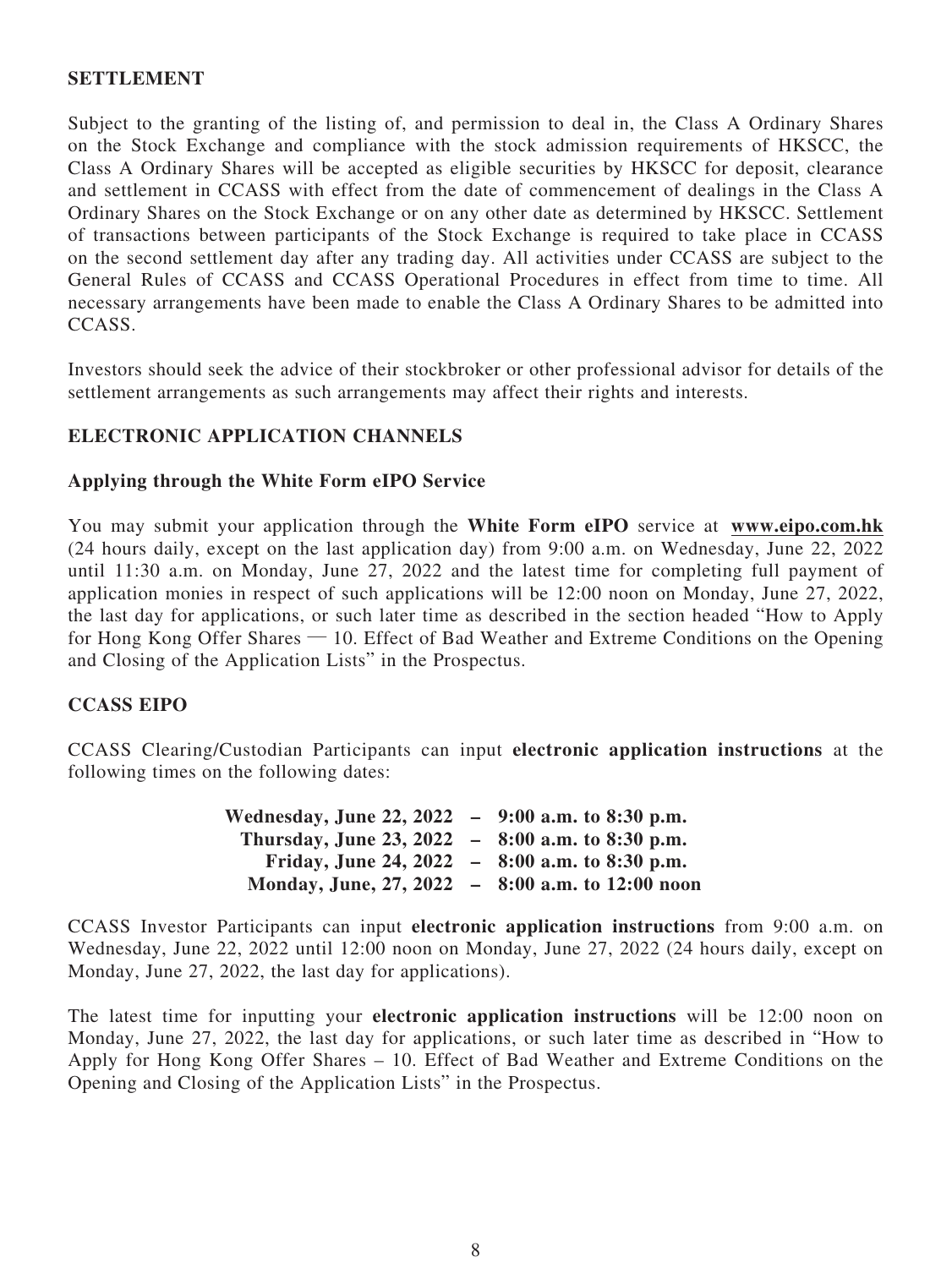## SETTLEMENT

Subject to the granting of the listing of, and permission to deal in, the Class A Ordinary Shares on the Stock Exchange and compliance with the stock admission requirements of HKSCC, the Class A Ordinary Shares will be accepted as eligible securities by HKSCC for deposit, clearance and settlement in CCASS with effect from the date of commencement of dealings in the Class A Ordinary Shares on the Stock Exchange or on any other date as determined by HKSCC. Settlement of transactions between participants of the Stock Exchange is required to take place in CCASS on the second settlement day after any trading day. All activities under CCASS are subject to the General Rules of CCASS and CCASS Operational Procedures in effect from time to time. All necessary arrangements have been made to enable the Class A Ordinary Shares to be admitted into CCASS.

Investors should seek the advice of their stockbroker or other professional advisor for details of the settlement arrangements as such arrangements may affect their rights and interests.

## ELECTRONIC APPLICATION CHANNELS

### Applying through the White Form eIPO Service

You may submit your application through the **White Form eIPO** service at **www.eipo.com.hk** (24 hours daily, except on the last application day) from 9:00 a.m. on Wednesday, June 22, 2022 until 11:30 a.m. on Monday, June 27, 2022 and the latest time for completing full payment of application monies in respect of such applications will be 12:00 noon on Monday, June 27, 2022, the last day for applications, or such later time as described in the section headed "How to Apply for Hong Kong Offer Shares — 10. Effect of Bad Weather and Extreme Conditions on the Opening and Closing of the Application Lists" in the Prospectus.

### CCASS EIPO

CCASS Clearing/Custodian Participants can input **electronic application instructions** at the following times on the following dates:

**Wednesday, June 22, 2022 – 9:00 a.m. to 8:30 p.m.**
**Thursday, June 23, 2022 – 8:00 a.m. to 8:30 p.m.**
**Friday, June 24, 2022 – 8:00 a.m. to 8:30 p.m.**
**Monday, June, 27, 2022 – 8:00 a.m. to 12:00 noon**

CCASS Investor Participants can input **electronic application instructions** from 9:00 a.m. on Wednesday, June 22, 2022 until 12:00 noon on Monday, June 27, 2022 (24 hours daily, except on Monday, June 27, 2022, the last day for applications).

The latest time for inputting your **electronic application instructions** will be 12:00 noon on Monday, June 27, 2022, the last day for applications, or such later time as described in "How to Apply for Hong Kong Offer Shares – 10. Effect of Bad Weather and Extreme Conditions on the Opening and Closing of the Application Lists" in the Prospectus.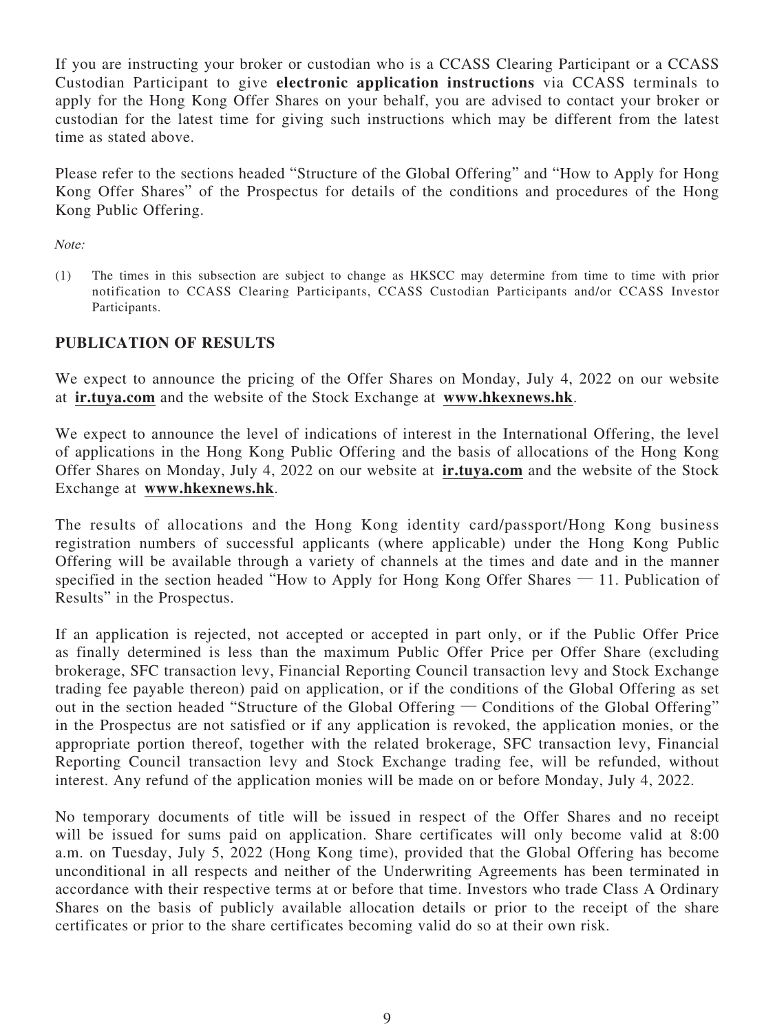If you are instructing your broker or custodian who is a CCASS Clearing Participant or a CCASS Custodian Participant to give **electronic application instructions** via CCASS terminals to apply for the Hong Kong Offer Shares on your behalf, you are advised to contact your broker or custodian for the latest time for giving such instructions which may be different from the latest time as stated above.

Please refer to the sections headed "Structure of the Global Offering" and "How to Apply for Hong Kong Offer Shares" of the Prospectus for details of the conditions and procedures of the Hong Kong Public Offering.

*Note:*

(1) The times in this subsection are subject to change as HKSCC may determine from time to time with prior notification to CCASS Clearing Participants, CCASS Custodian Participants and/or CCASS Investor Participants.

## PUBLICATION OF RESULTS

We expect to announce the pricing of the Offer Shares on Monday, July 4, 2022 on our website at **ir.tuya.com** and the website of the Stock Exchange at **www.hkexnews.hk**.

We expect to announce the level of indications of interest in the International Offering, the level of applications in the Hong Kong Public Offering and the basis of allocations of the Hong Kong Offer Shares on Monday, July 4, 2022 on our website at **ir.tuya.com** and the website of the Stock Exchange at **www.hkexnews.hk**.

The results of allocations and the Hong Kong identity card/passport/Hong Kong business registration numbers of successful applicants (where applicable) under the Hong Kong Public Offering will be available through a variety of channels at the times and date and in the manner specified in the section headed "How to Apply for Hong Kong Offer Shares — 11. Publication of Results" in the Prospectus.

If an application is rejected, not accepted or accepted in part only, or if the Public Offer Price as finally determined is less than the maximum Public Offer Price per Offer Share (excluding brokerage, SFC transaction levy, Financial Reporting Council transaction levy and Stock Exchange trading fee payable thereon) paid on application, or if the conditions of the Global Offering as set out in the section headed "Structure of the Global Offering — Conditions of the Global Offering" in the Prospectus are not satisfied or if any application is revoked, the application monies, or the appropriate portion thereof, together with the related brokerage, SFC transaction levy, Financial Reporting Council transaction levy and Stock Exchange trading fee, will be refunded, without interest. Any refund of the application monies will be made on or before Monday, July 4, 2022.

No temporary documents of title will be issued in respect of the Offer Shares and no receipt will be issued for sums paid on application. Share certificates will only become valid at 8:00 a.m. on Tuesday, July 5, 2022 (Hong Kong time), provided that the Global Offering has become unconditional in all respects and neither of the Underwriting Agreements has been terminated in accordance with their respective terms at or before that time. Investors who trade Class A Ordinary Shares on the basis of publicly available allocation details or prior to the receipt of the share certificates or prior to the share certificates becoming valid do so at their own risk.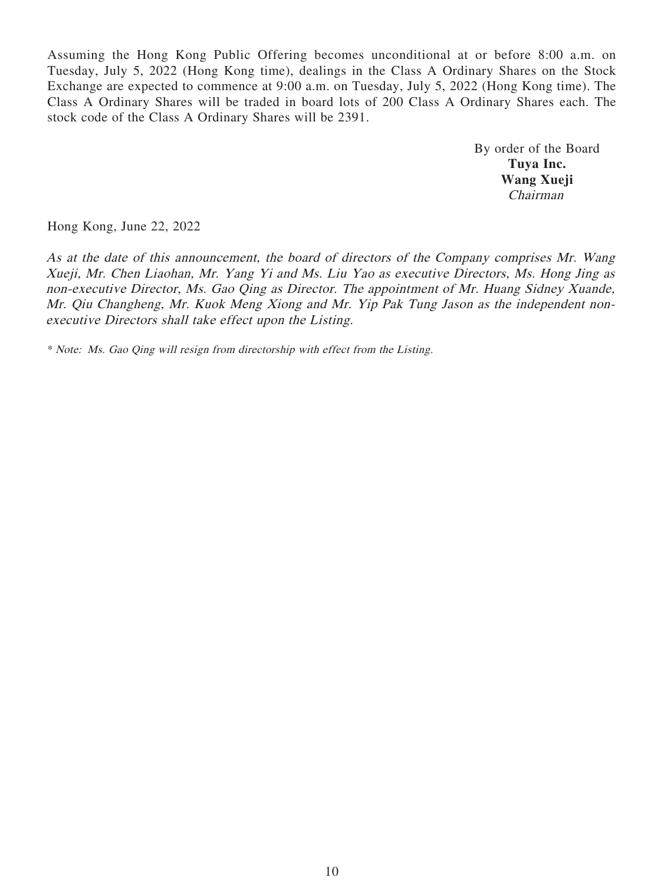Assuming the Hong Kong Public Offering becomes unconditional at or before 8:00 a.m. on Tuesday, July 5, 2022 (Hong Kong time), dealings in the Class A Ordinary Shares on the Stock Exchange are expected to commence at 9:00 a.m. on Tuesday, July 5, 2022 (Hong Kong time). The Class A Ordinary Shares will be traded in board lots of 200 Class A Ordinary Shares each. The stock code of the Class A Ordinary Shares will be 2391.

By order of the Board
**Tuya Inc.**
**Wang Xueji**
*Chairman*

Hong Kong, June 22, 2022

*As at the date of this announcement, the board of directors of the Company comprises Mr. Wang Xueji, Mr. Chen Liaohan, Mr. Yang Yi and Ms. Liu Yao as executive Directors, Ms. Hong Jing as non-executive Director, Ms. Gao Qing as Director. The appointment of Mr. Huang Sidney Xuande, Mr. Qiu Changheng, Mr. Kuok Meng Xiong and Mr. Yip Pak Tung Jason as the independent non-executive Directors shall take effect upon the Listing.*

*\* Note: Ms. Gao Qing will resign from directorship with effect from the Listing.*